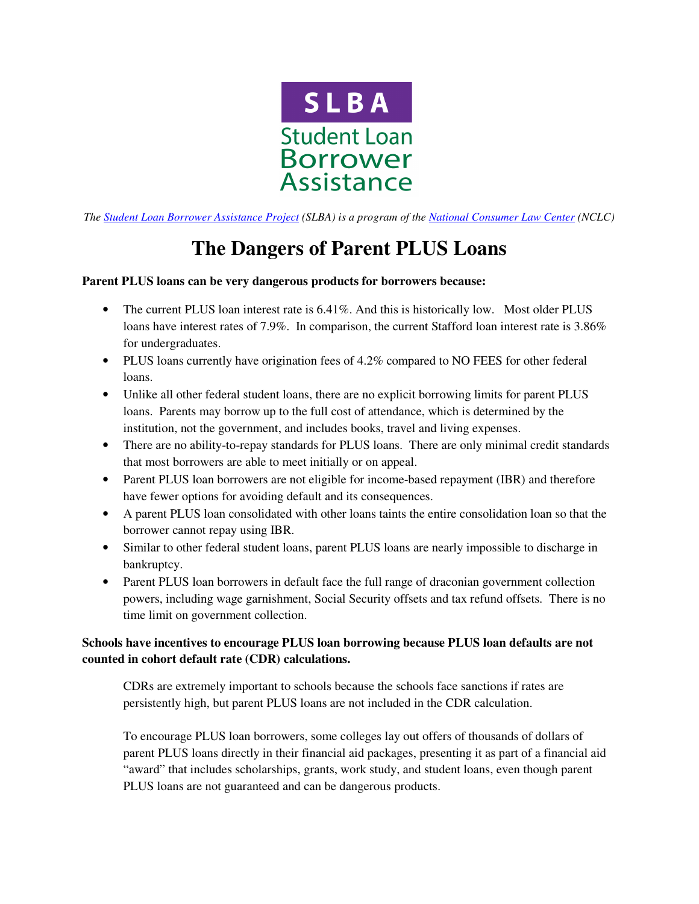SLBA

Student Loan Borrower Assistance

*The Student Loan Borrower Assistance Project (SLBA) is a program of the National Consumer Law Center (NCLC)*

# The Dangers of Parent PLUS Loans

**Parent PLUS loans can be very dangerous products for borrowers because:**

- The current PLUS loan interest rate is 6.41%. And this is historically low. Most older PLUS loans have interest rates of 7.9%. In comparison, the current Stafford loan interest rate is 3.86% for undergraduates.
- PLUS loans currently have origination fees of 4.2% compared to NO FEES for other federal loans.
- Unlike all other federal student loans, there are no explicit borrowing limits for parent PLUS loans. Parents may borrow up to the full cost of attendance, which is determined by the institution, not the government, and includes books, travel and living expenses.
- There are no ability-to-repay standards for PLUS loans. There are only minimal credit standards that most borrowers are able to meet initially or on appeal.
- Parent PLUS loan borrowers are not eligible for income-based repayment (IBR) and therefore have fewer options for avoiding default and its consequences.
- A parent PLUS loan consolidated with other loans taints the entire consolidation loan so that the borrower cannot repay using IBR.
- Similar to other federal student loans, parent PLUS loans are nearly impossible to discharge in bankruptcy.
- Parent PLUS loan borrowers in default face the full range of draconian government collection powers, including wage garnishment, Social Security offsets and tax refund offsets. There is no time limit on government collection.

**Schools have incentives to encourage PLUS loan borrowing because PLUS loan defaults are not counted in cohort default rate (CDR) calculations.**

CDRs are extremely important to schools because the schools face sanctions if rates are persistently high, but parent PLUS loans are not included in the CDR calculation.

To encourage PLUS loan borrowers, some colleges lay out offers of thousands of dollars of parent PLUS loans directly in their financial aid packages, presenting it as part of a financial aid "award" that includes scholarships, grants, work study, and student loans, even though parent PLUS loans are not guaranteed and can be dangerous products.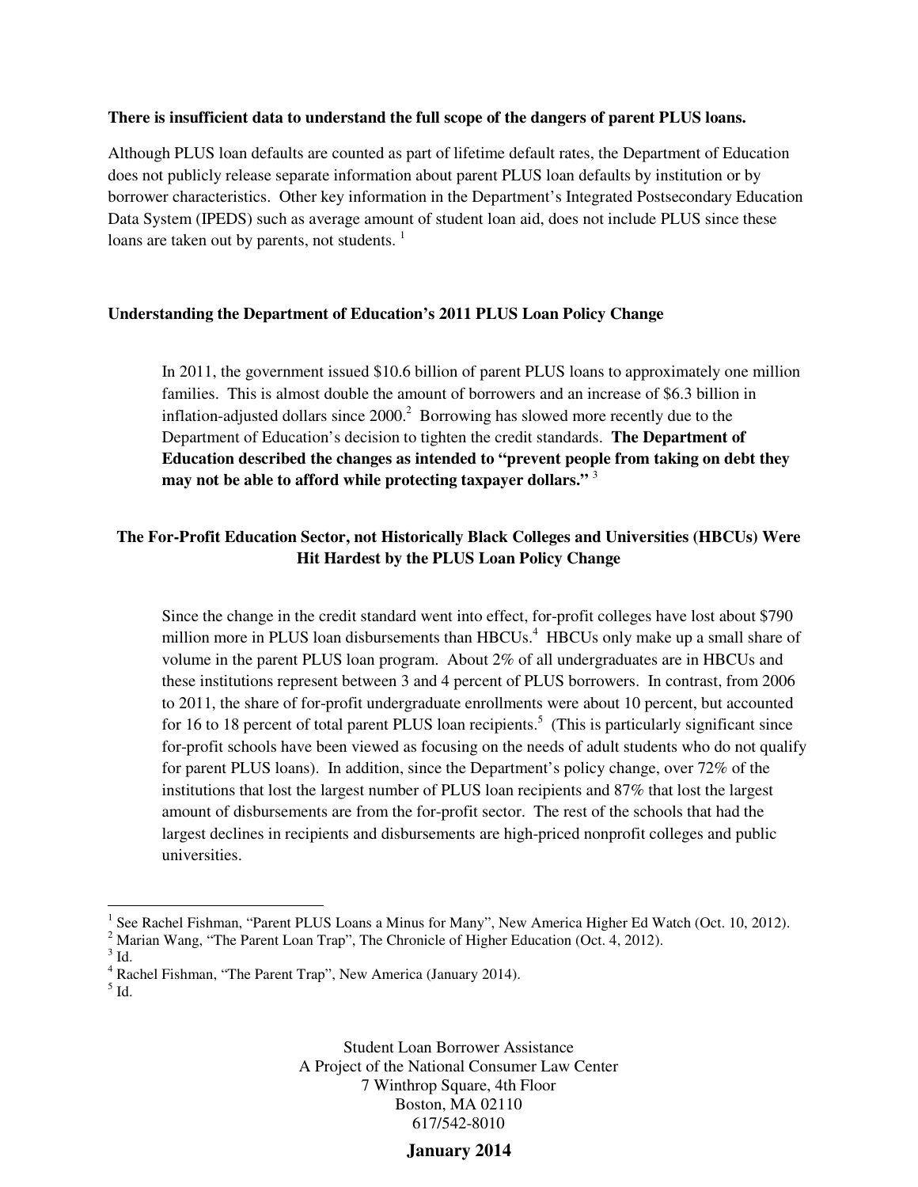**There is insufficient data to understand the full scope of the dangers of parent PLUS loans.**

Although PLUS loan defaults are counted as part of lifetime default rates, the Department of Education does not publicly release separate information about parent PLUS loan defaults by institution or by borrower characteristics. Other key information in the Department's Integrated Postsecondary Education Data System (IPEDS) such as average amount of student loan aid, does not include PLUS since these loans are taken out by parents, not students. [1]

**Understanding the Department of Education's 2011 PLUS Loan Policy Change**

> In 2011, the government issued $10.6 billion of parent PLUS loans to approximately one million families. This is almost double the amount of borrowers and an increase of $6.3 billion in inflation-adjusted dollars since 2000.[2] Borrowing has slowed more recently due to the Department of Education's decision to tighten the credit standards. **The Department of Education described the changes as intended to "prevent people from taking on debt they may not be able to afford while protecting taxpayer dollars."** [3]

**The For-Profit Education Sector, not Historically Black Colleges and Universities (HBCUs) Were Hit Hardest by the PLUS Loan Policy Change**

> Since the change in the credit standard went into effect, for-profit colleges have lost about $790 million more in PLUS loan disbursements than HBCUs.[4] HBCUs only make up a small share of volume in the parent PLUS loan program. About 2% of all undergraduates are in HBCUs and these institutions represent between 3 and 4 percent of PLUS borrowers. In contrast, from 2006 to 2011, the share of for-profit undergraduate enrollments were about 10 percent, but accounted for 16 to 18 percent of total parent PLUS loan recipients.[5] (This is particularly significant since for-profit schools have been viewed as focusing on the needs of adult students who do not qualify for parent PLUS loans). In addition, since the Department's policy change, over 72% of the institutions that lost the largest number of PLUS loan recipients and 87% that lost the largest amount of disbursements are from the for-profit sector. The rest of the schools that had the largest declines in recipients and disbursements are high-priced nonprofit colleges and public universities.

---

[1] See Rachel Fishman, "Parent PLUS Loans a Minus for Many", New America Higher Ed Watch (Oct. 10, 2012).
[2] Marian Wang, "The Parent Loan Trap", The Chronicle of Higher Education (Oct. 4, 2012).
[3] Id.
[4] Rachel Fishman, "The Parent Trap", New America (January 2014).
[5] Id.

Student Loan Borrower Assistance
A Project of the National Consumer Law Center
7 Winthrop Square, 4th Floor
Boston, MA 02110
617/542-8010

**January 2014**